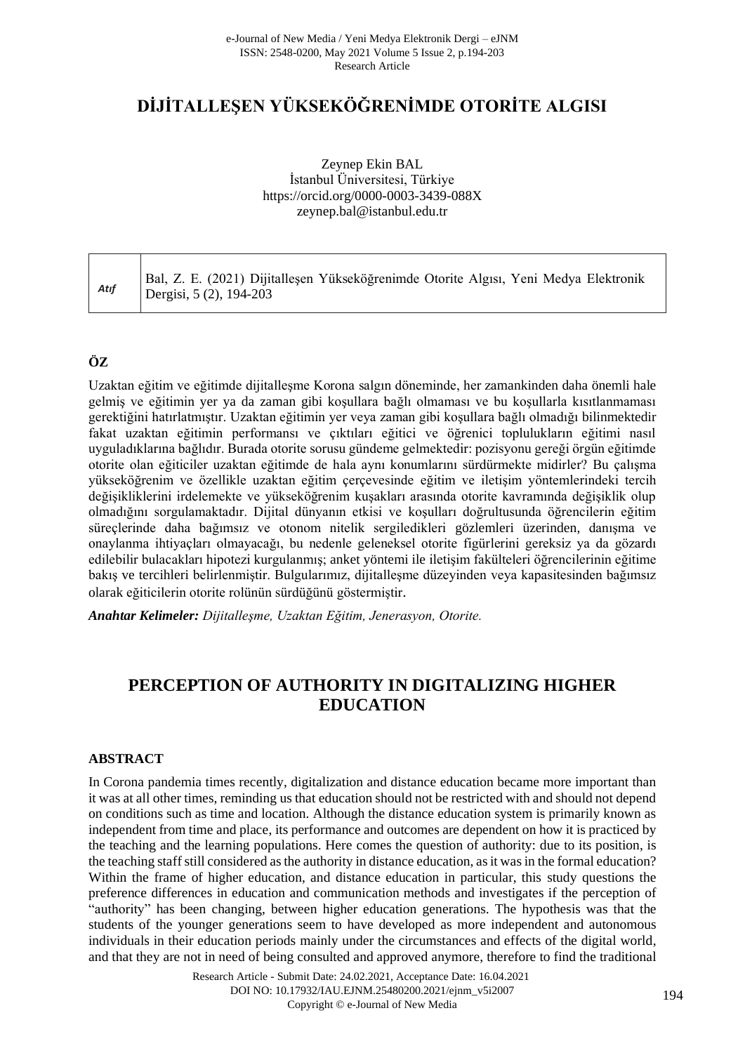# DİJİTALLEŞEN YÜKSEKÖĞRENİMDE OTORİTE ALGISI

Zeynep Ekin BAL
İstanbul Üniversitesi, Türkiye
https://orcid.org/0000-0003-3439-088X
zeynep.bal@istanbul.edu.tr

| *Atıf* | Bal, Z. E. (2021) Dijitalleşen Yükseköğrenimde Otorite Algısı, Yeni Medya Elektronik Dergisi, 5 (2), 194-203 |
|---|---|

## ÖZ

Uzaktan eğitim ve eğitimde dijitalleşme Korona salgın döneminde, her zamankinden daha önemli hale gelmiş ve eğitimin yer ya da zaman gibi koşullara bağlı olmaması ve bu koşullarla kısıtlanmaması gerektiğini hatırlatmıştır. Uzaktan eğitimin yer veya zaman gibi koşullara bağlı olmadığı bilinmektedir fakat uzaktan eğitimin performansı ve çıktıları eğitici ve öğrenici toplulukların eğitimi nasıl uyguladıklarına bağlıdır. Burada otorite sorusu gündeme gelmektedir: pozisyonu gereği örgün eğitimde otorite olan eğiticiler uzaktan eğitimde de hala aynı konumlarını sürdürmekte midirler? Bu çalışma yükseköğrenim ve özellikle uzaktan eğitim çerçevesinde eğitim ve iletişim yöntemlerindeki tercih değişikliklerini irdelemekte ve yükseköğrenim kuşakları arasında otorite kavramında değişiklik olup olmadığını sorgulamaktadır. Dijital dünyanın etkisi ve koşulları doğrultusunda öğrencilerin eğitim süreçlerinde daha bağımsız ve otonom nitelik sergiledikleri gözlemleri üzerinden, danışma ve onaylanma ihtiyaçları olmayacağı, bu nedenle geleneksel otorite figürlerini gereksiz ya da gözardı edilebilir bulacakları hipotezi kurgulanmış; anket yöntemi ile iletişim fakülteleri öğrencilerinin eğitime bakış ve tercihleri belirlenmiştir. Bulgularımız, dijitalleşme düzeyinden veya kapasitesinden bağımsız olarak eğiticilerin otorite rolünün sürdüğünü göstermiştir.

***Anahtar Kelimeler:*** *Dijitalleşme, Uzaktan Eğitim, Jenerasyon, Otorite.*

# PERCEPTION OF AUTHORITY IN DIGITALIZING HIGHER EDUCATION

## ABSTRACT

In Corona pandemia times recently, digitalization and distance education became more important than it was at all other times, reminding us that education should not be restricted with and should not depend on conditions such as time and location. Although the distance education system is primarily known as independent from time and place, its performance and outcomes are dependent on how it is practiced by the teaching and the learning populations. Here comes the question of authority: due to its position, is the teaching staff still considered as the authority in distance education, as it was in the formal education? Within the frame of higher education, and distance education in particular, this study questions the preference differences in education and communication methods and investigates if the perception of "authority" has been changing, between higher education generations. The hypothesis was that the students of the younger generations seem to have developed as more independent and autonomous individuals in their education periods mainly under the circumstances and effects of the digital world, and that they are not in need of being consulted and approved anymore, therefore to find the traditional

Research Article - Submit Date: 24.02.2021, Acceptance Date: 16.04.2021
DOI NO: 10.17932/IAU.EJNM.25480200.2021/ejnm_v5i2007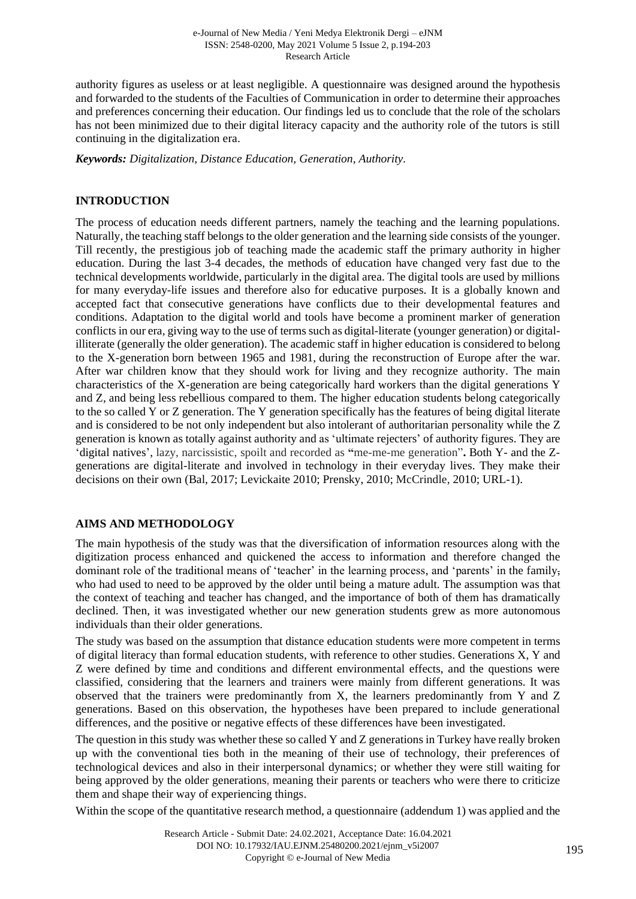authority figures as useless or at least negligible. A questionnaire was designed around the hypothesis and forwarded to the students of the Faculties of Communication in order to determine their approaches and preferences concerning their education. Our findings led us to conclude that the role of the scholars has not been minimized due to their digital literacy capacity and the authority role of the tutors is still continuing in the digitalization era.

***Keywords:*** *Digitalization, Distance Education, Generation, Authority.*

## INTRODUCTION

The process of education needs different partners, namely the teaching and the learning populations. Naturally, the teaching staff belongs to the older generation and the learning side consists of the younger. Till recently, the prestigious job of teaching made the academic staff the primary authority in higher education. During the last 3-4 decades, the methods of education have changed very fast due to the technical developments worldwide, particularly in the digital area. The digital tools are used by millions for many everyday-life issues and therefore also for educative purposes. It is a globally known and accepted fact that consecutive generations have conflicts due to their developmental features and conditions. Adaptation to the digital world and tools have become a prominent marker of generation conflicts in our era, giving way to the use of terms such as digital-literate (younger generation) or digital-illiterate (generally the older generation). The academic staff in higher education is considered to belong to the X-generation born between 1965 and 1981, during the reconstruction of Europe after the war. After war children know that they should work for living and they recognize authority. The main characteristics of the X-generation are being categorically hard workers than the digital generations Y and Z, and being less rebellious compared to them. The higher education students belong categorically to the so called Y or Z generation. The Y generation specifically has the features of being digital literate and is considered to be not only independent but also intolerant of authoritarian personality while the Z generation is known as totally against authority and as 'ultimate rejecters' of authority figures. They are 'digital natives', lazy, narcissistic, spoilt and recorded as "me-me-me generation"**.** Both Y- and the Z-generations are digital-literate and involved in technology in their everyday lives. They make their decisions on their own (Bal, 2017; Levickaite 2010; Prensky, 2010; McCrindle, 2010; URL-1).

## AIMS AND METHODOLOGY

The main hypothesis of the study was that the diversification of information resources along with the digitization process enhanced and quickened the access to information and therefore changed the dominant role of the traditional means of 'teacher' in the learning process, and 'parents' in the family, who had used to need to be approved by the older until being a mature adult. The assumption was that the context of teaching and teacher has changed, and the importance of both of them has dramatically declined. Then, it was investigated whether our new generation students grew as more autonomous individuals than their older generations.

The study was based on the assumption that distance education students were more competent in terms of digital literacy than formal education students, with reference to other studies. Generations X, Y and Z were defined by time and conditions and different environmental effects, and the questions were classified, considering that the learners and trainers were mainly from different generations. It was observed that the trainers were predominantly from X, the learners predominantly from Y and Z generations. Based on this observation, the hypotheses have been prepared to include generational differences, and the positive or negative effects of these differences have been investigated.

The question in this study was whether these so called Y and Z generations in Turkey have really broken up with the conventional ties both in the meaning of their use of technology, their preferences of technological devices and also in their interpersonal dynamics; or whether they were still waiting for being approved by the older generations, meaning their parents or teachers who were there to criticize them and shape their way of experiencing things.

Within the scope of the quantitative research method, a questionnaire (addendum 1) was applied and the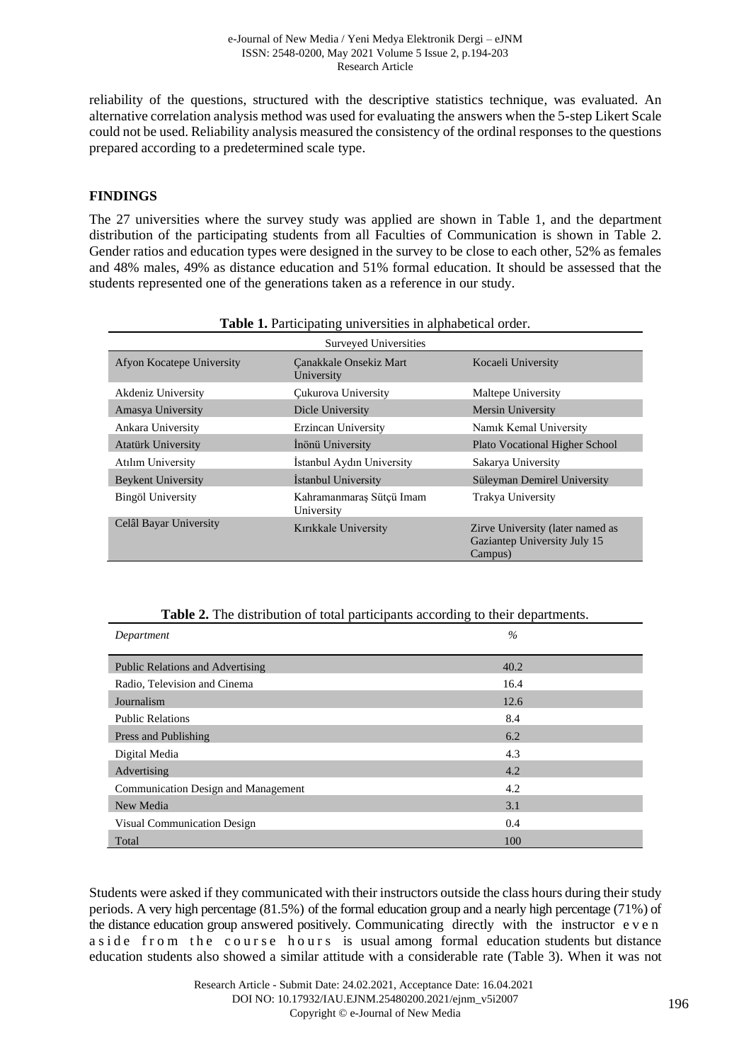reliability of the questions, structured with the descriptive statistics technique, was evaluated. An alternative correlation analysis method was used for evaluating the answers when the 5-step Likert Scale could not be used. Reliability analysis measured the consistency of the ordinal responses to the questions prepared according to a predetermined scale type.

## FINDINGS

The 27 universities where the survey study was applied are shown in Table 1, and the department distribution of the participating students from all Faculties of Communication is shown in Table 2. Gender ratios and education types were designed in the survey to be close to each other, 52% as females and 48% males, 49% as distance education and 51% formal education. It should be assessed that the students represented one of the generations taken as a reference in our study.

**Table 1.** Participating universities in alphabetical order.

| Surveyed Universities | | |
|---|---|---|
| Afyon Kocatepe University | Çanakkale Onsekiz Mart University | Kocaeli University |
| Akdeniz University | Çukurova University | Maltepe University |
| Amasya University | Dicle University | Mersin University |
| Ankara University | Erzincan University | Namık Kemal University |
| Atatürk University | İnönü University | Plato Vocational Higher School |
| Atılım University | İstanbul Aydın University | Sakarya University |
| Beykent University | İstanbul University | Süleyman Demirel University |
| Bingöl University | Kahramanmaraş Sütçü Imam University | Trakya University |
| Celâl Bayar University | Kırıkkale University | Zirve University (later named as Gaziantep University July 15 Campus) |

**Table 2.** The distribution of total participants according to their departments.

| *Department* | *%* |
|---|---|
| Public Relations and Advertising | 40.2 |
| Radio, Television and Cinema | 16.4 |
| Journalism | 12.6 |
| Public Relations | 8.4 |
| Press and Publishing | 6.2 |
| Digital Media | 4.3 |
| Advertising | 4.2 |
| Communication Design and Management | 4.2 |
| New Media | 3.1 |
| Visual Communication Design | 0.4 |
| Total | 100 |

Students were asked if they communicated with their instructors outside the class hours during their study periods. A very high percentage (81.5%) of the formal education group and a nearly high percentage (71%) of the distance education group answered positively. Communicating directly with the instructor even aside from the course hours is usual among formal education students but distance education students also showed a similar attitude with a considerable rate (Table 3). When it was not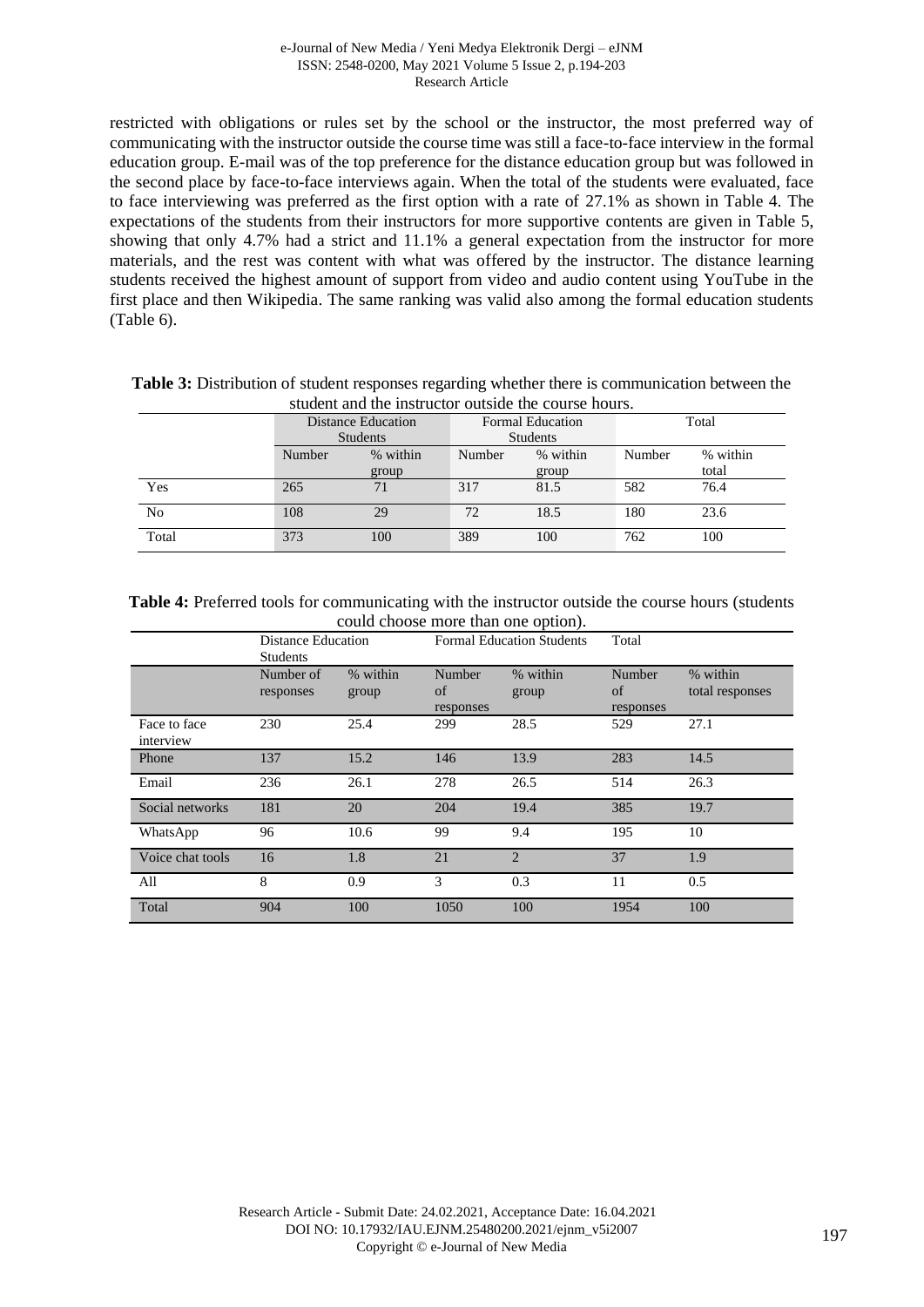restricted with obligations or rules set by the school or the instructor, the most preferred way of communicating with the instructor outside the course time was still a face-to-face interview in the formal education group. E-mail was of the top preference for the distance education group but was followed in the second place by face-to-face interviews again. When the total of the students were evaluated, face to face interviewing was preferred as the first option with a rate of 27.1% as shown in Table 4. The expectations of the students from their instructors for more supportive contents are given in Table 5, showing that only 4.7% had a strict and 11.1% a general expectation from the instructor for more materials, and the rest was content with what was offered by the instructor. The distance learning students received the highest amount of support from video and audio content using YouTube in the first place and then Wikipedia. The same ranking was valid also among the formal education students (Table 6).

**Table 3:** Distribution of student responses regarding whether there is communication between the student and the instructor outside the course hours.

| | Distance Education Students | | Formal Education Students | | Total | |
|---|---|---|---|---|---|---|
| | Number | % within group | Number | % within group | Number | % within total |
| Yes | 265 | 71 | 317 | 81.5 | 582 | 76.4 |
| No | 108 | 29 | 72 | 18.5 | 180 | 23.6 |
| Total | 373 | 100 | 389 | 100 | 762 | 100 |

**Table 4:** Preferred tools for communicating with the instructor outside the course hours (students could choose more than one option).

| | Distance Education Students | | Formal Education Students | | Total | |
|---|---|---|---|---|---|---|
| | Number of responses | % within group | Number of responses | % within group | Number of responses | % within total responses |
| Face to face interview | 230 | 25.4 | 299 | 28.5 | 529 | 27.1 |
| Phone | 137 | 15.2 | 146 | 13.9 | 283 | 14.5 |
| Email | 236 | 26.1 | 278 | 26.5 | 514 | 26.3 |
| Social networks | 181 | 20 | 204 | 19.4 | 385 | 19.7 |
| WhatsApp | 96 | 10.6 | 99 | 9.4 | 195 | 10 |
| Voice chat tools | 16 | 1.8 | 21 | 2 | 37 | 1.9 |
| All | 8 | 0.9 | 3 | 0.3 | 11 | 0.5 |
| Total | 904 | 100 | 1050 | 100 | 1954 | 100 |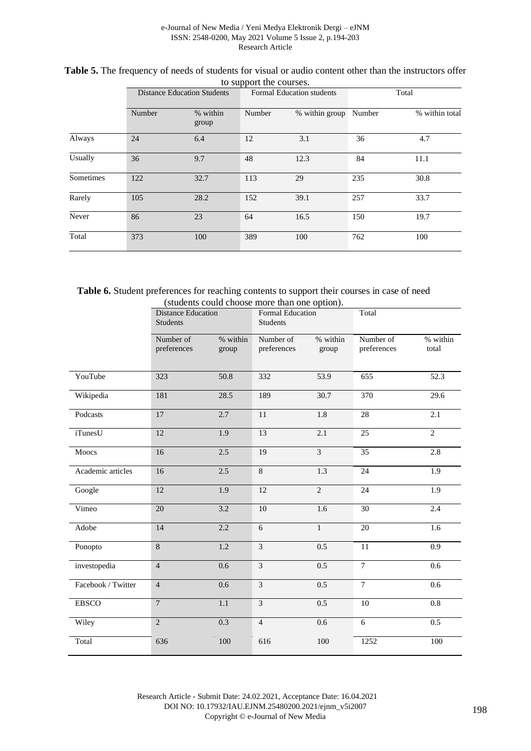**Table 5.** The frequency of needs of students for visual or audio content other than the instructors offer to support the courses.

| | Distance Education Students | | Formal Education students | | Total | |
|---|---|---|---|---|---|---|
| | Number | % within group | Number | % within group | Number | % within total |
| Always | 24 | 6.4 | 12 | 3.1 | 36 | 4.7 |
| Usually | 36 | 9.7 | 48 | 12.3 | 84 | 11.1 |
| Sometimes | 122 | 32.7 | 113 | 29 | 235 | 30.8 |
| Rarely | 105 | 28.2 | 152 | 39.1 | 257 | 33.7 |
| Never | 86 | 23 | 64 | 16.5 | 150 | 19.7 |
| Total | 373 | 100 | 389 | 100 | 762 | 100 |

**Table 6.** Student preferences for reaching contents to support their courses in case of need (students could choose more than one option).

| | Distance Education Students | | Formal Education Students | | Total | |
|---|---|---|---|---|---|---|
| | Number of preferences | % within group | Number of preferences | % within group | Number of preferences | % within total |
| YouTube | 323 | 50.8 | 332 | 53.9 | 655 | 52.3 |
| Wikipedia | 181 | 28.5 | 189 | 30.7 | 370 | 29.6 |
| Podcasts | 17 | 2.7 | 11 | 1.8 | 28 | 2.1 |
| iTunesU | 12 | 1.9 | 13 | 2.1 | 25 | 2 |
| Moocs | 16 | 2.5 | 19 | 3 | 35 | 2.8 |
| Academic articles | 16 | 2.5 | 8 | 1.3 | 24 | 1.9 |
| Google | 12 | 1.9 | 12 | 2 | 24 | 1.9 |
| Vimeo | 20 | 3.2 | 10 | 1.6 | 30 | 2.4 |
| Adobe | 14 | 2.2 | 6 | 1 | 20 | 1.6 |
| Ponopto | 8 | 1.2 | 3 | 0.5 | 11 | 0.9 |
| investopedia | 4 | 0.6 | 3 | 0.5 | 7 | 0.6 |
| Facebook / Twitter | 4 | 0.6 | 3 | 0.5 | 7 | 0.6 |
| EBSCO | 7 | 1.1 | 3 | 0.5 | 10 | 0.8 |
| Wiley | 2 | 0.3 | 4 | 0.6 | 6 | 0.5 |
| Total | 636 | 100 | 616 | 100 | 1252 | 100 |

Research Article - Submit Date: 24.02.2021, Acceptance Date: 16.04.2021
DOI NO: 10.17932/IAU.EJNM.25480200.2021/ejnm_v5i2007
Copyright © e-Journal of New Media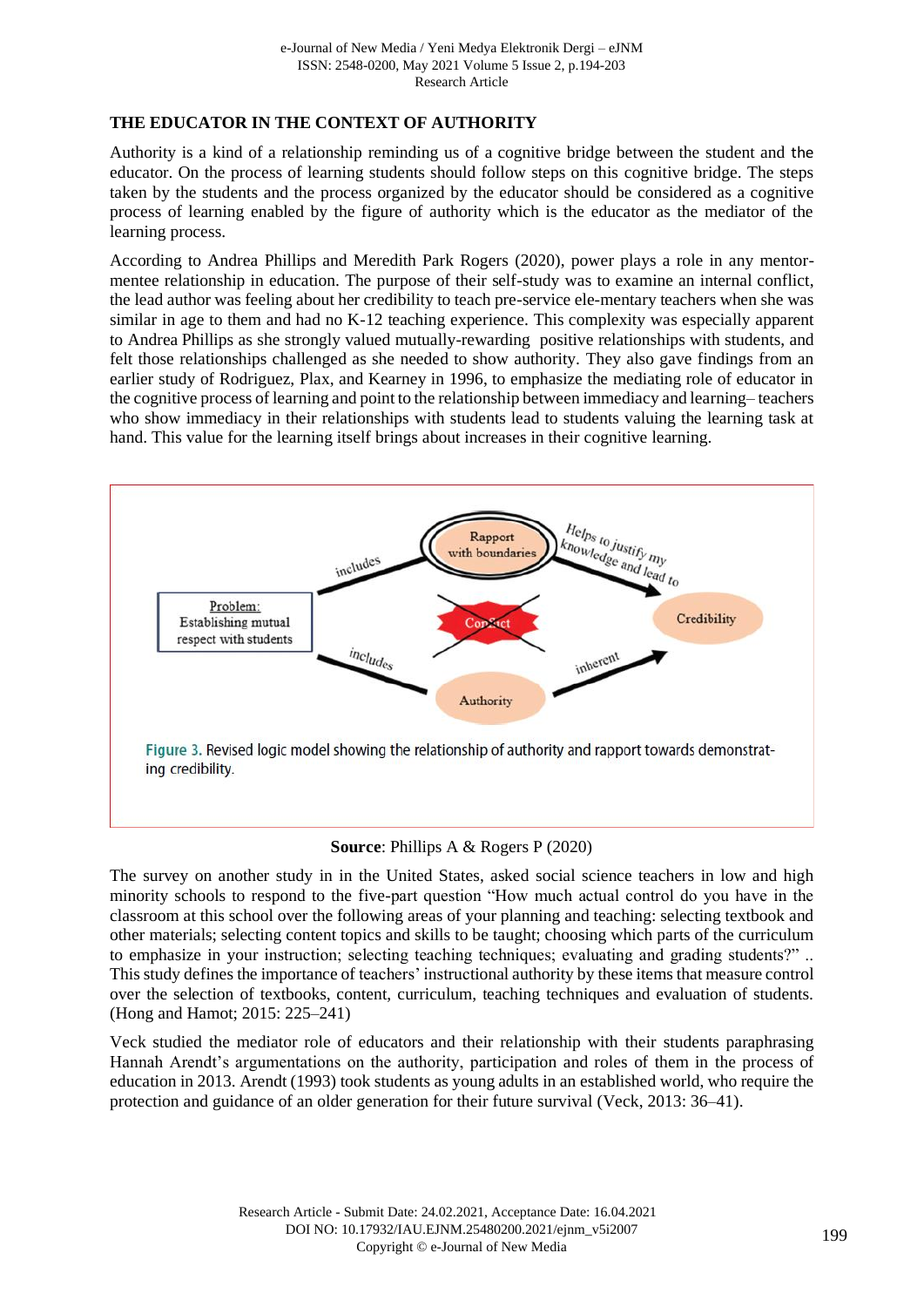## THE EDUCATOR IN THE CONTEXT OF AUTHORITY

Authority is a kind of a relationship reminding us of a cognitive bridge between the student and the educator. On the process of learning students should follow steps on this cognitive bridge. The steps taken by the students and the process organized by the educator should be considered as a cognitive process of learning enabled by the figure of authority which is the educator as the mediator of the learning process.

According to Andrea Phillips and Meredith Park Rogers (2020), power plays a role in any mentor-mentee relationship in education. The purpose of their self-study was to examine an internal conflict, the lead author was feeling about her credibility to teach pre-service ele-mentary teachers when she was similar in age to them and had no K-12 teaching experience. This complexity was especially apparent to Andrea Phillips as she strongly valued mutually-rewarding positive relationships with students, and felt those relationships challenged as she needed to show authority. They also gave findings from an earlier study of Rodriguez, Plax, and Kearney in 1996, to emphasize the mediating role of educator in the cognitive process of learning and point to the relationship between immediacy and learning– teachers who show immediacy in their relationships with students lead to students valuing the learning task at hand. This value for the learning itself brings about increases in their cognitive learning.

Figure 3. Revised logic model showing the relationship of authority and rapport towards demonstrating credibility.

**Source**: Phillips A & Rogers P (2020)

The survey on another study in in the United States, asked social science teachers in low and high minority schools to respond to the five-part question "How much actual control do you have in the classroom at this school over the following areas of your planning and teaching: selecting textbook and other materials; selecting content topics and skills to be taught; choosing which parts of the curriculum to emphasize in your instruction; selecting teaching techniques; evaluating and grading students?" .. This study defines the importance of teachers' instructional authority by these items that measure control over the selection of textbooks, content, curriculum, teaching techniques and evaluation of students. (Hong and Hamot; 2015: 225–241)

Veck studied the mediator role of educators and their relationship with their students paraphrasing Hannah Arendt's argumentations on the authority, participation and roles of them in the process of education in 2013. Arendt (1993) took students as young adults in an established world, who require the protection and guidance of an older generation for their future survival (Veck, 2013: 36–41).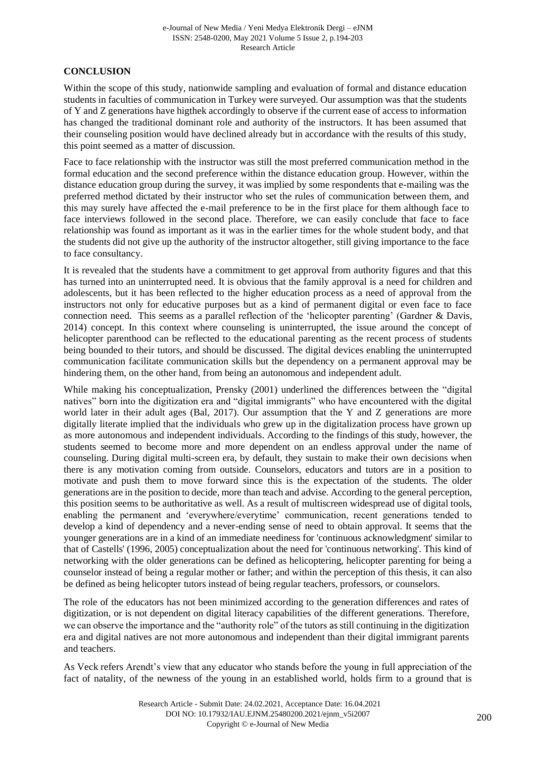## CONCLUSION

Within the scope of this study, nationwide sampling and evaluation of formal and distance education students in faculties of communication in Turkey were surveyed. Our assumption was that the students of Y and Z generations have higthek accordingly to observe if the current ease of access to information has changed the traditional dominant role and authority of the instructors. It has been assumed that their counseling position would have declined already but in accordance with the results of this study, this point seemed as a matter of discussion.

Face to face relationship with the instructor was still the most preferred communication method in the formal education and the second preference within the distance education group. However, within the distance education group during the survey, it was implied by some respondents that e-mailing was the preferred method dictated by their instructor who set the rules of communication between them, and this may surely have affected the e-mail preference to be in the first place for them although face to face interviews followed in the second place. Therefore, we can easily conclude that face to face relationship was found as important as it was in the earlier times for the whole student body, and that the students did not give up the authority of the instructor altogether, still giving importance to the face to face consultancy.

It is revealed that the students have a commitment to get approval from authority figures and that this has turned into an uninterrupted need. It is obvious that the family approval is a need for children and adolescents, but it has been reflected to the higher education process as a need of approval from the instructors not only for educative purposes but as a kind of permanent digital or even face to face connection need. This seems as a parallel reflection of the 'helicopter parenting' (Gardner & Davis, 2014) concept. In this context where counseling is uninterrupted, the issue around the concept of helicopter parenthood can be reflected to the educational parenting as the recent process of students being bounded to their tutors, and should be discussed. The digital devices enabling the uninterrupted communication facilitate communication skills but the dependency on a permanent approval may be hindering them, on the other hand, from being an autonomous and independent adult.

While making his conceptualization, Prensky (2001) underlined the differences between the "digital natives" born into the digitization era and "digital immigrants" who have encountered with the digital world later in their adult ages (Bal, 2017). Our assumption that the Y and Z generations are more digitally literate implied that the individuals who grew up in the digitalization process have grown up as more autonomous and independent individuals. According to the findings of this study, however, the students seemed to become more and more dependent on an endless approval under the name of counseling. During digital multi-screen era, by default, they sustain to make their own decisions when there is any motivation coming from outside. Counselors, educators and tutors are in a position to motivate and push them to move forward since this is the expectation of the students. The older generations are in the position to decide, more than teach and advise. According to the general perception, this position seems to be authoritative as well. As a result of multiscreen widespread use of digital tools, enabling the permanent and 'everywhere/everytime' communication, recent generations tended to develop a kind of dependency and a never-ending sense of need to obtain approval. It seems that the younger generations are in a kind of an immediate neediness for 'continuous acknowledgment' similar to that of Castells' (1996, 2005) conceptualization about the need for 'continuous networking'. This kind of networking with the older generations can be defined as helicoptering, helicopter parenting for being a counselor instead of being a regular mother or father; and within the perception of this thesis, it can also be defined as being helicopter tutors instead of being regular teachers, professors, or counselors.

The role of the educators has not been minimized according to the generation differences and rates of digitization, or is not dependent on digital literacy capabilities of the different generations. Therefore, we can observe the importance and the "authority role" of the tutors as still continuing in the digitization era and digital natives are not more autonomous and independent than their digital immigrant parents and teachers.

As Veck refers Arendt's view that any educator who stands before the young in full appreciation of the fact of natality, of the newness of the young in an established world, holds firm to a ground that is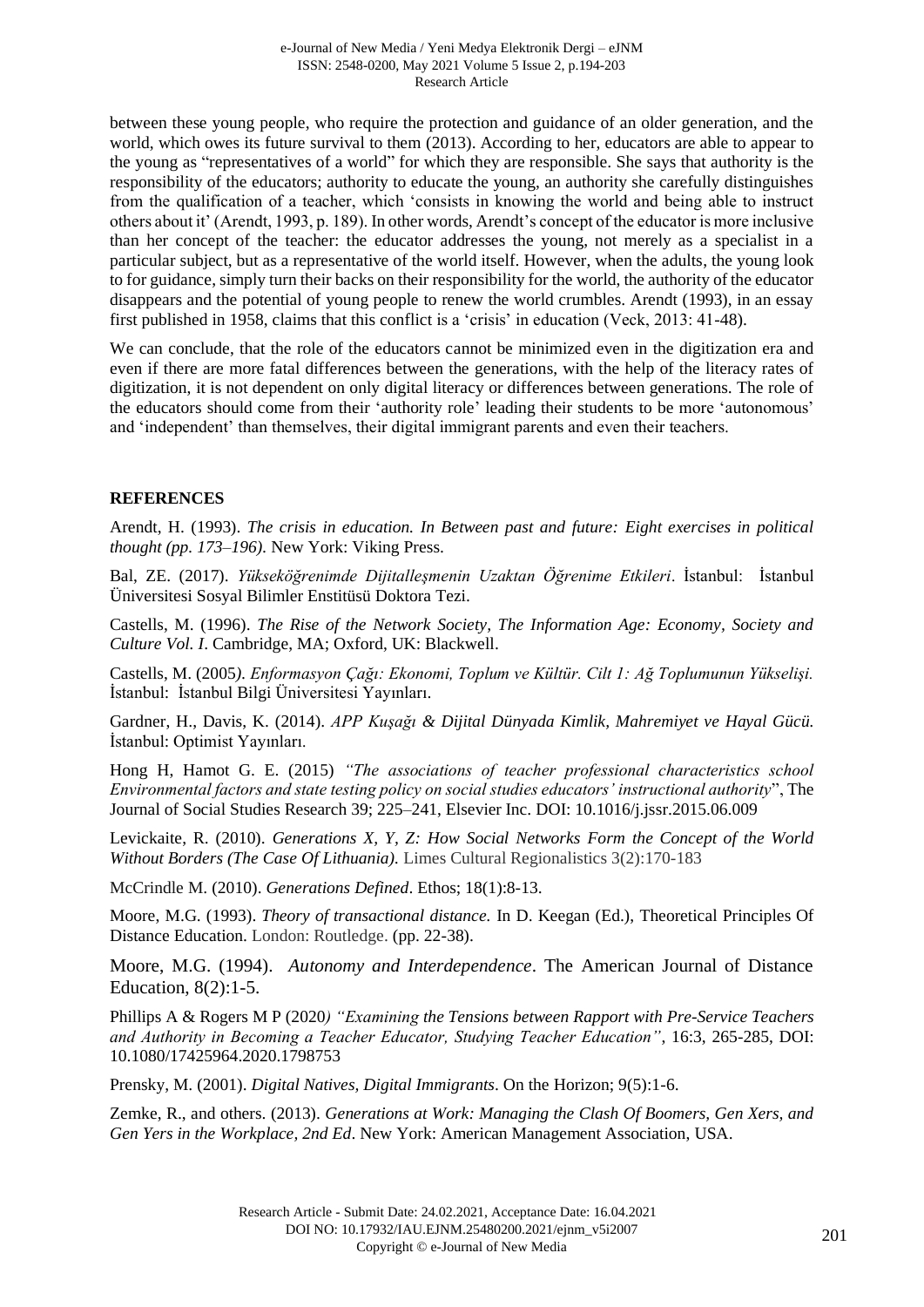between these young people, who require the protection and guidance of an older generation, and the world, which owes its future survival to them (2013). According to her, educators are able to appear to the young as "representatives of a world" for which they are responsible. She says that authority is the responsibility of the educators; authority to educate the young, an authority she carefully distinguishes from the qualification of a teacher, which 'consists in knowing the world and being able to instruct others about it' (Arendt, 1993, p. 189). In other words, Arendt's concept of the educator is more inclusive than her concept of the teacher: the educator addresses the young, not merely as a specialist in a particular subject, but as a representative of the world itself. However, when the adults, the young look to for guidance, simply turn their backs on their responsibility for the world, the authority of the educator disappears and the potential of young people to renew the world crumbles. Arendt (1993), in an essay first published in 1958, claims that this conflict is a 'crisis' in education (Veck, 2013: 41-48).

We can conclude, that the role of the educators cannot be minimized even in the digitization era and even if there are more fatal differences between the generations, with the help of the literacy rates of digitization, it is not dependent on only digital literacy or differences between generations. The role of the educators should come from their 'authority role' leading their students to be more 'autonomous' and 'independent' than themselves, their digital immigrant parents and even their teachers.

## REFERENCES

Arendt, H. (1993). *The crisis in education. In Between past and future: Eight exercises in political thought (pp. 173–196)*. New York: Viking Press.

Bal, ZE. (2017). *Yükseköğrenimde Dijitalleşmenin Uzaktan Öğrenime Etkileri*. İstanbul: İstanbul Üniversitesi Sosyal Bilimler Enstitüsü Doktora Tezi.

Castells, M. (1996). *The Rise of the Network Society, The Information Age: Economy, Society and Culture Vol. I*. Cambridge, MA; Oxford, UK: Blackwell.

Castells, M. (2005*). Enformasyon Çağı: Ekonomi, Toplum ve Kültür. Cilt 1: Ağ Toplumunun Yükselişi.* İstanbul: İstanbul Bilgi Üniversitesi Yayınları.

Gardner, H., Davis, K. (2014). *APP Kuşağı & Dijital Dünyada Kimlik, Mahremiyet ve Hayal Gücü.* İstanbul: Optimist Yayınları.

Hong H, Hamot G. E. (2015) *"The associations of teacher professional characteristics school Environmental factors and state testing policy on social studies educators' instructional authority*", The Journal of Social Studies Research 39; 225–241, Elsevier Inc. DOI: 10.1016/j.jssr.2015.06.009

Levickaite, R. (2010). *Generations X, Y, Z: How Social Networks Form the Concept of the World Without Borders (The Case Of Lithuania).* Limes Cultural Regionalistics 3(2):170-183

McCrindle M. (2010). *Generations Defined*. Ethos; 18(1):8-13.

Moore, M.G. (1993). *Theory of transactional distance.* In D. Keegan (Ed.), Theoretical Principles Of Distance Education. London: Routledge. (pp. 22-38).

Moore, M.G. (1994). *Autonomy and Interdependence*. The American Journal of Distance Education, 8(2):1-5.

Phillips A & Rogers M P (2020*) "Examining the Tensions between Rapport with Pre-Service Teachers and Authority in Becoming a Teacher Educator, Studying Teacher Education"*, 16:3, 265-285, DOI: 10.1080/17425964.2020.1798753

Prensky, M. (2001). *Digital Natives, Digital Immigrants*. On the Horizon; 9(5):1-6.

Zemke, R., and others. (2013). *Generations at Work: Managing the Clash Of Boomers, Gen Xers, and Gen Yers in the Workplace, 2nd Ed*. New York: American Management Association, USA.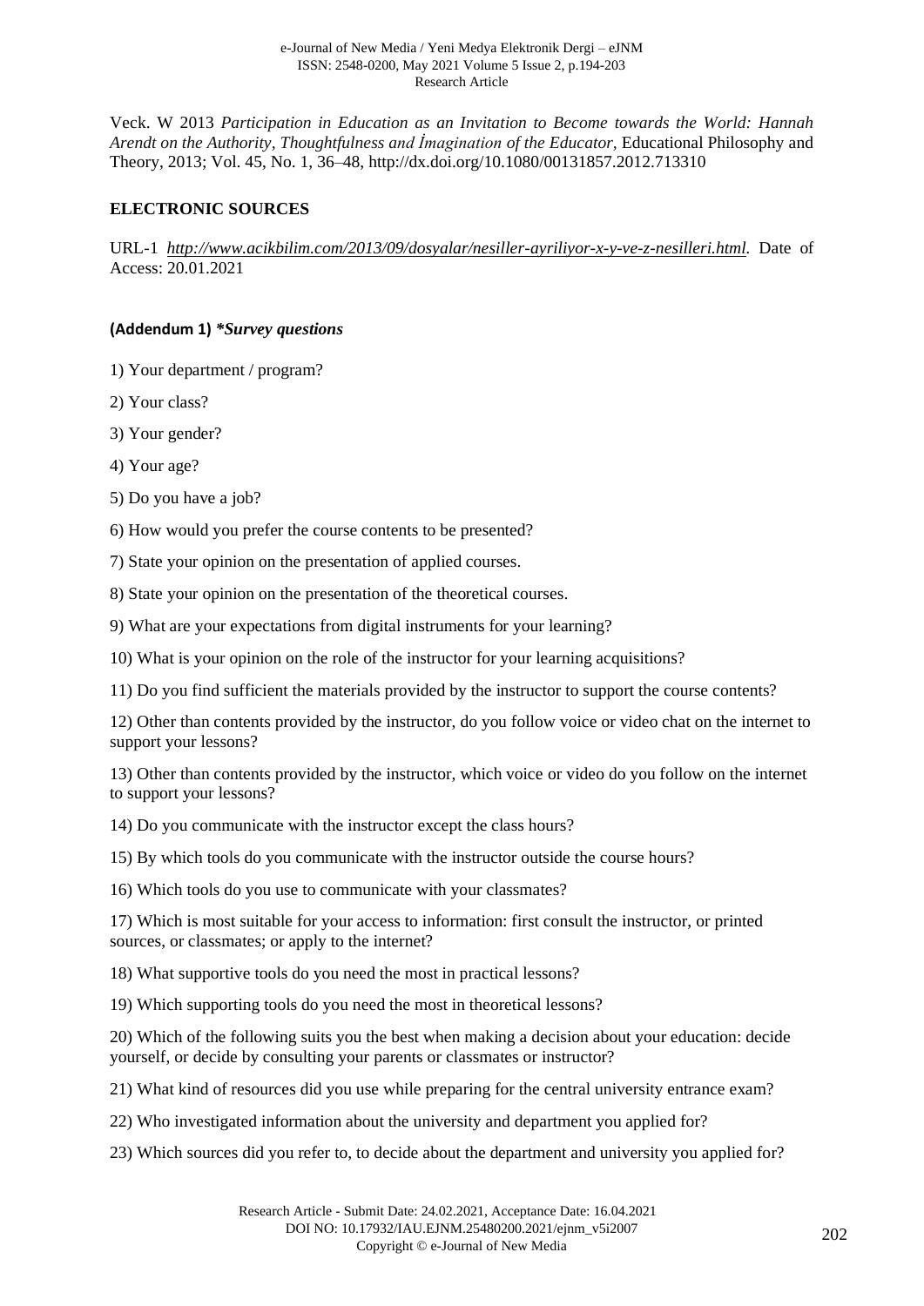Veck. W 2013 *Participation in Education as an Invitation to Become towards the World: Hannah Arendt on the Authority, Thoughtfulness and İmagination of the Educator*, Educational Philosophy and Theory, 2013; Vol. 45, No. 1, 36–48, http://dx.doi.org/10.1080/00131857.2012.713310

## ELECTRONIC SOURCES

URL-1 *http://www.acikbilim.com/2013/09/dosyalar/nesiller-ayriliyor-x-y-ve-z-nesilleri.html*. Date of Access: 20.01.2021

### (Addendum 1) **Survey questions*

1) Your department / program?

2) Your class?

3) Your gender?

4) Your age?

5) Do you have a job?

6) How would you prefer the course contents to be presented?

7) State your opinion on the presentation of applied courses.

8) State your opinion on the presentation of the theoretical courses.

9) What are your expectations from digital instruments for your learning?

10) What is your opinion on the role of the instructor for your learning acquisitions?

11) Do you find sufficient the materials provided by the instructor to support the course contents?

12) Other than contents provided by the instructor, do you follow voice or video chat on the internet to support your lessons?

13) Other than contents provided by the instructor, which voice or video do you follow on the internet to support your lessons?

14) Do you communicate with the instructor except the class hours?

15) By which tools do you communicate with the instructor outside the course hours?

16) Which tools do you use to communicate with your classmates?

17) Which is most suitable for your access to information: first consult the instructor, or printed sources, or classmates; or apply to the internet?

18) What supportive tools do you need the most in practical lessons?

19) Which supporting tools do you need the most in theoretical lessons?

20) Which of the following suits you the best when making a decision about your education: decide yourself, or decide by consulting your parents or classmates or instructor?

21) What kind of resources did you use while preparing for the central university entrance exam?

22) Who investigated information about the university and department you applied for?

23) Which sources did you refer to, to decide about the department and university you applied for?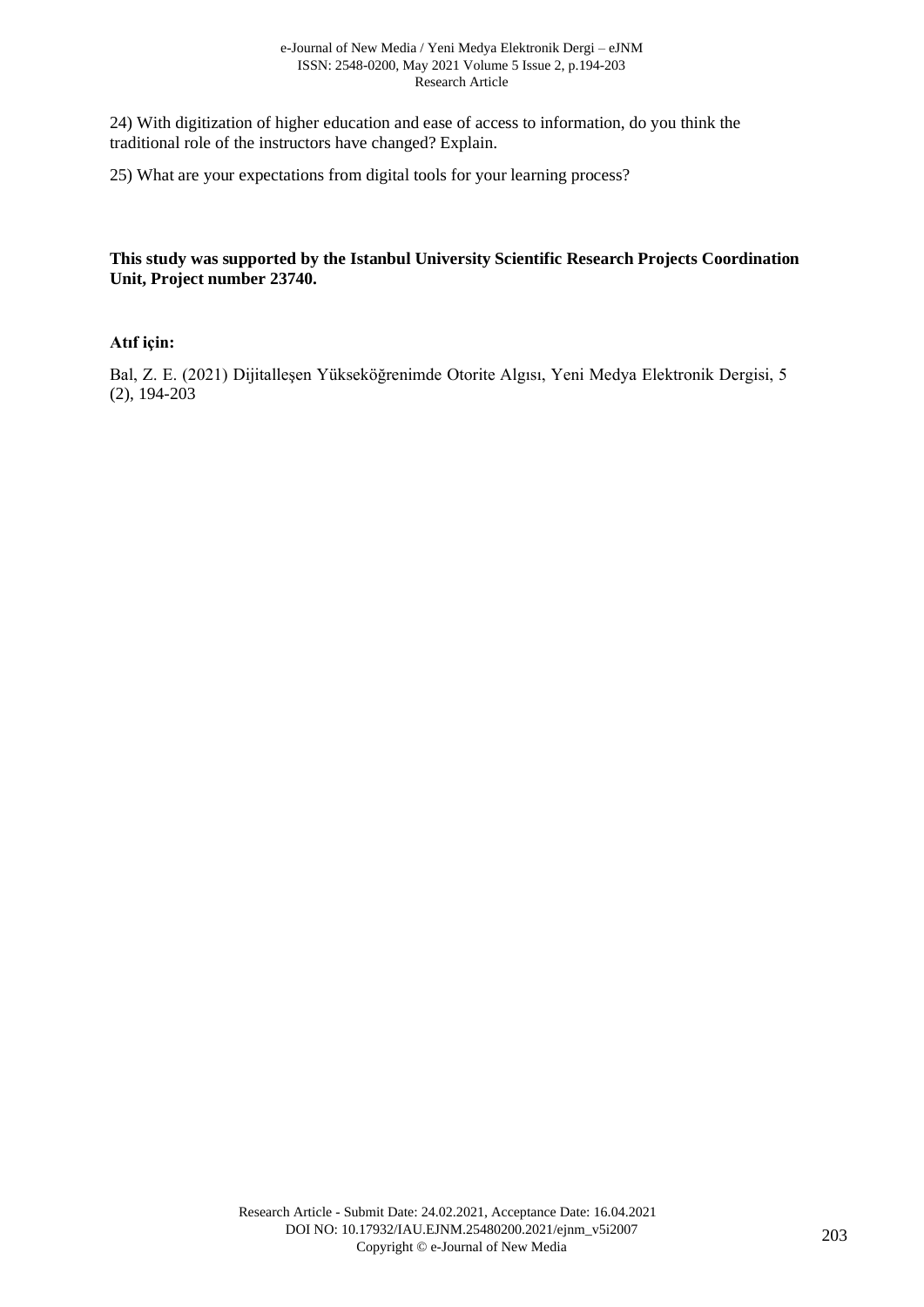24) With digitization of higher education and ease of access to information, do you think the traditional role of the instructors have changed? Explain.

25) What are your expectations from digital tools for your learning process?

**This study was supported by the Istanbul University Scientific Research Projects Coordination Unit, Project number 23740.**

**Atıf için:**

Bal, Z. E. (2021) Dijitalleşen Yükseköğrenimde Otorite Algısı, Yeni Medya Elektronik Dergisi, 5 (2), 194-203